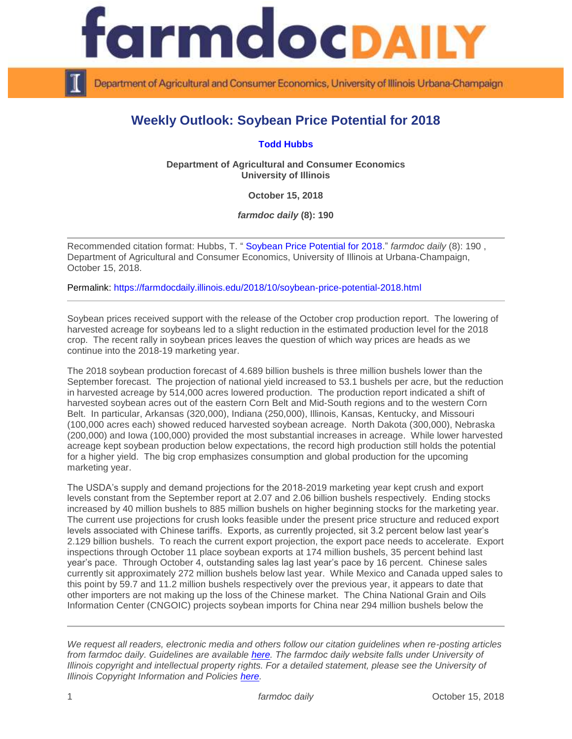# Weekly Outlook: Soybean Price Potential for 2018

**Todd Hubbs**

**Department of Agricultural and Consumer Economics**
**University of Illinois**

**October 15, 2018**

***farmdoc daily* (8): 190**

Recommended citation format: Hubbs, T. "Soybean Price Potential for 2018." *farmdoc daily* (8): 190 , Department of Agricultural and Consumer Economics, University of Illinois at Urbana-Champaign, October 15, 2018.

Permalink: https://farmdocdaily.illinois.edu/2018/10/soybean-price-potential-2018.html

---

Soybean prices received support with the release of the October crop production report. The lowering of harvested acreage for soybeans led to a slight reduction in the estimated production level for the 2018 crop. The recent rally in soybean prices leaves the question of which way prices are heads as we continue into the 2018-19 marketing year.

The 2018 soybean production forecast of 4.689 billion bushels is three million bushels lower than the September forecast. The projection of national yield increased to 53.1 bushels per acre, but the reduction in harvested acreage by 514,000 acres lowered production. The production report indicated a shift of harvested soybean acres out of the eastern Corn Belt and Mid-South regions and to the western Corn Belt. In particular, Arkansas (320,000), Indiana (250,000), Illinois, Kansas, Kentucky, and Missouri (100,000 acres each) showed reduced harvested soybean acreage. North Dakota (300,000), Nebraska (200,000) and Iowa (100,000) provided the most substantial increases in acreage. While lower harvested acreage kept soybean production below expectations, the record high production still holds the potential for a higher yield. The big crop emphasizes consumption and global production for the upcoming marketing year.

The USDA's supply and demand projections for the 2018-2019 marketing year kept crush and export levels constant from the September report at 2.07 and 2.06 billion bushels respectively. Ending stocks increased by 40 million bushels to 885 million bushels on higher beginning stocks for the marketing year. The current use projections for crush looks feasible under the present price structure and reduced export levels associated with Chinese tariffs. Exports, as currently projected, sit 3.2 percent below last year's 2.129 billion bushels. To reach the current export projection, the export pace needs to accelerate. Export inspections through October 11 place soybean exports at 174 million bushels, 35 percent behind last year's pace. Through October 4, outstanding sales lag last year's pace by 16 percent. Chinese sales currently sit approximately 272 million bushels below last year. While Mexico and Canada upped sales to this point by 59.7 and 11.2 million bushels respectively over the previous year, it appears to date that other importers are not making up the loss of the Chinese market. The China National Grain and Oils Information Center (CNGOIC) projects soybean imports for China near 294 million bushels below the

---

*We request all readers, electronic media and others follow our citation guidelines when re-posting articles from farmdoc daily. Guidelines are available here. The farmdoc daily website falls under University of Illinois copyright and intellectual property rights. For a detailed statement, please see the University of Illinois Copyright Information and Policies here.*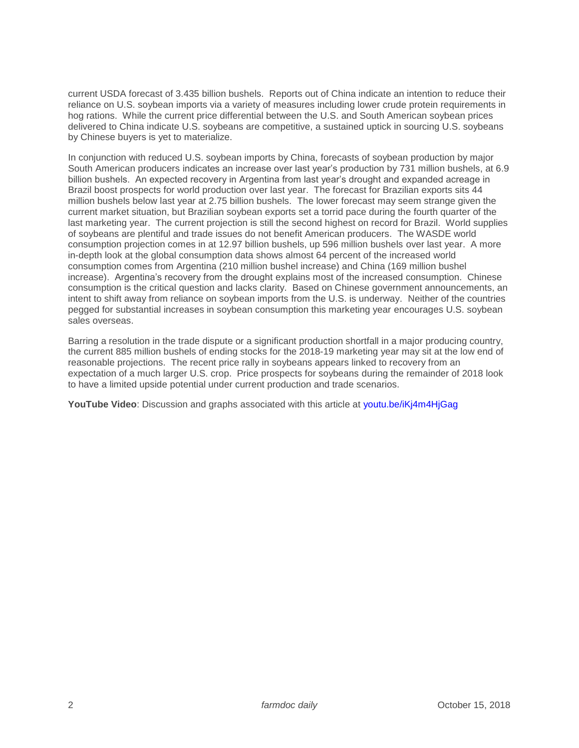current USDA forecast of 3.435 billion bushels. Reports out of China indicate an intention to reduce their reliance on U.S. soybean imports via a variety of measures including lower crude protein requirements in hog rations. While the current price differential between the U.S. and South American soybean prices delivered to China indicate U.S. soybeans are competitive, a sustained uptick in sourcing U.S. soybeans by Chinese buyers is yet to materialize.

In conjunction with reduced U.S. soybean imports by China, forecasts of soybean production by major South American producers indicates an increase over last year's production by 731 million bushels, at 6.9 billion bushels. An expected recovery in Argentina from last year's drought and expanded acreage in Brazil boost prospects for world production over last year. The forecast for Brazilian exports sits 44 million bushels below last year at 2.75 billion bushels. The lower forecast may seem strange given the current market situation, but Brazilian soybean exports set a torrid pace during the fourth quarter of the last marketing year. The current projection is still the second highest on record for Brazil. World supplies of soybeans are plentiful and trade issues do not benefit American producers. The WASDE world consumption projection comes in at 12.97 billion bushels, up 596 million bushels over last year. A more in-depth look at the global consumption data shows almost 64 percent of the increased world consumption comes from Argentina (210 million bushel increase) and China (169 million bushel increase). Argentina's recovery from the drought explains most of the increased consumption. Chinese consumption is the critical question and lacks clarity. Based on Chinese government announcements, an intent to shift away from reliance on soybean imports from the U.S. is underway. Neither of the countries pegged for substantial increases in soybean consumption this marketing year encourages U.S. soybean sales overseas.

Barring a resolution in the trade dispute or a significant production shortfall in a major producing country, the current 885 million bushels of ending stocks for the 2018-19 marketing year may sit at the low end of reasonable projections. The recent price rally in soybeans appears linked to recovery from an expectation of a much larger U.S. crop. Price prospects for soybeans during the remainder of 2018 look to have a limited upside potential under current production and trade scenarios.

**YouTube Video**: Discussion and graphs associated with this article at youtu.be/iKj4m4HjGag